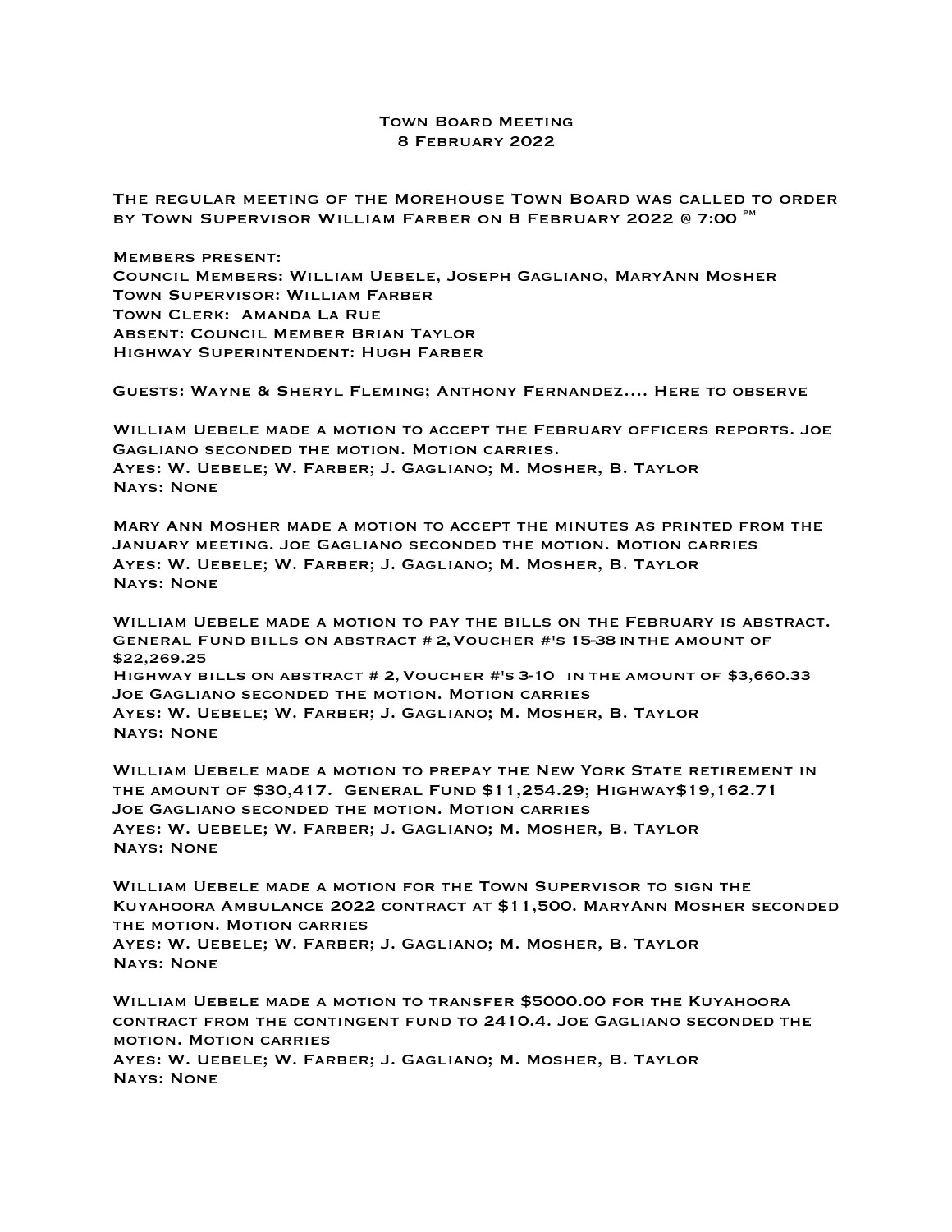# Town Board Meeting
## 8 February 2022

The regular meeting of the Morehouse Town Board was called to order by Town Supervisor William Farber on 8 February 2022 @ 7:00 PM

Members present:
Council Members: William Uebele, Joseph Gagliano, MaryAnn Mosher
Town Supervisor: William Farber
Town Clerk: Amanda La Rue
Absent: Council Member Brian Taylor
Highway Superintendent: Hugh Farber

Guests: Wayne & Sheryl Fleming; Anthony Fernandez.... Here to observe

William Uebele made a motion to accept the February officers reports. Joe Gagliano seconded the motion. Motion carries.
Ayes: W. Uebele; W. Farber; J. Gagliano; M. Mosher, B. Taylor
Nays: None

Mary Ann Mosher made a motion to accept the minutes as printed from the January meeting. Joe Gagliano seconded the motion. Motion carries
Ayes: W. Uebele; W. Farber; J. Gagliano; M. Mosher, B. Taylor
Nays: None

William Uebele made a motion to pay the bills on the February is abstract.
General Fund bills on abstract # 2, Voucher #'s 15-38 in the amount of $22,269.25
Highway bills on abstract # 2, Voucher #'s 3-10 in the amount of $3,660.33
Joe Gagliano seconded the motion. Motion carries
Ayes: W. Uebele; W. Farber; J. Gagliano; M. Mosher, B. Taylor
Nays: None

William Uebele made a motion to prepay the New York State retirement in the amount of $30,417. General Fund $11,254.29; Highway$19,162.71
Joe Gagliano seconded the motion. Motion carries
Ayes: W. Uebele; W. Farber; J. Gagliano; M. Mosher, B. Taylor
Nays: None

William Uebele made a motion for the Town Supervisor to sign the Kuyahoora Ambulance 2022 contract at $11,500. MaryAnn Mosher seconded the motion. Motion carries
Ayes: W. Uebele; W. Farber; J. Gagliano; M. Mosher, B. Taylor
Nays: None

William Uebele made a motion to transfer $5000.00 for the Kuyahoora contract from the contingent fund to 2410.4. Joe Gagliano seconded the motion. Motion carries
Ayes: W. Uebele; W. Farber; J. Gagliano; M. Mosher, B. Taylor
Nays: None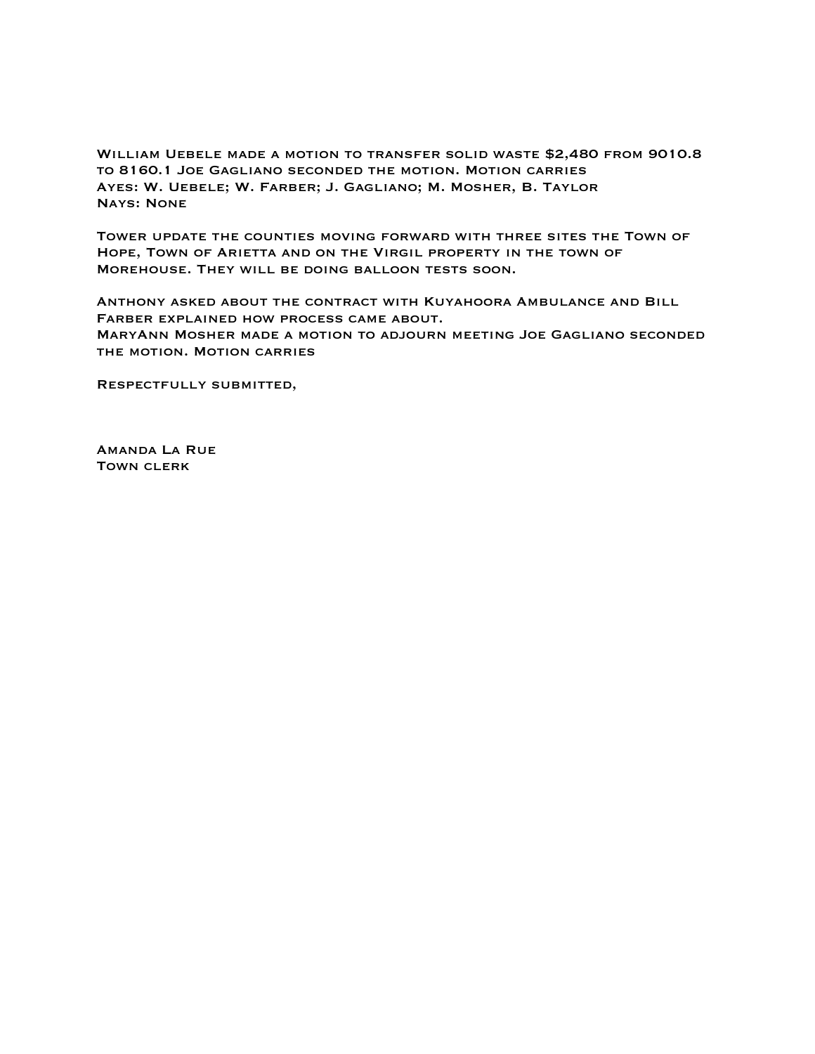William Uebele made a motion to transfer solid waste $2,480 from 9010.8 to 8160.1 Joe Gagliano seconded the motion. Motion carries
Ayes: W. Uebele; W. Farber; J. Gagliano; M. Mosher, B. Taylor
Nays: None

Tower update the counties moving forward with three sites the Town of Hope, Town of Arietta and on the Virgil property in the town of Morehouse. They will be doing balloon tests soon.

Anthony asked about the contract with Kuyahoora Ambulance and Bill Farber explained how process came about.
MaryAnn Mosher made a motion to adjourn meeting Joe Gagliano seconded the motion. Motion carries

Respectfully submitted,

Amanda La Rue
Town clerk